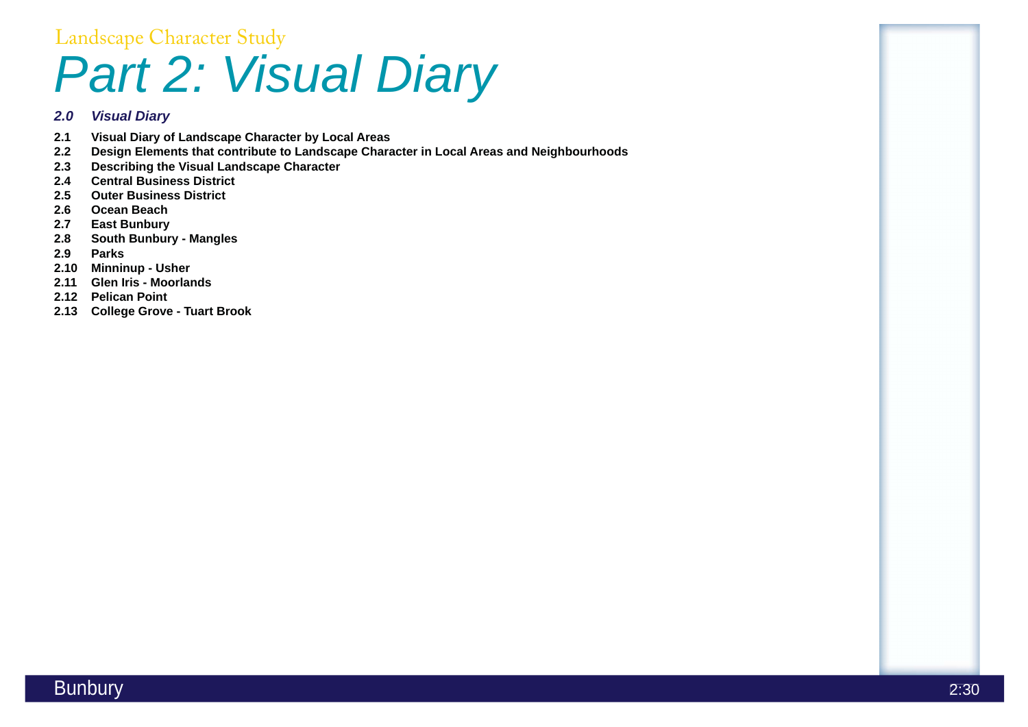Landscape Character Study

# Part 2: Visual Diary

## *2.0 Visual Diary*

**2.1 Visual Diary of Landscape Character by Local Areas**
**2.2 Design Elements that contribute to Landscape Character in Local Areas and Neighbourhoods**
**2.3 Describing the Visual Landscape Character**
**2.4 Central Business District**
**2.5 Outer Business District**
**2.6 Ocean Beach**
**2.7 East Bunbury**
**2.8 South Bunbury - Mangles**
**2.9 Parks**
**2.10 Minninup - Usher**
**2.11 Glen Iris - Moorlands**
**2.12 Pelican Point**
**2.13 College Grove - Tuart Brook**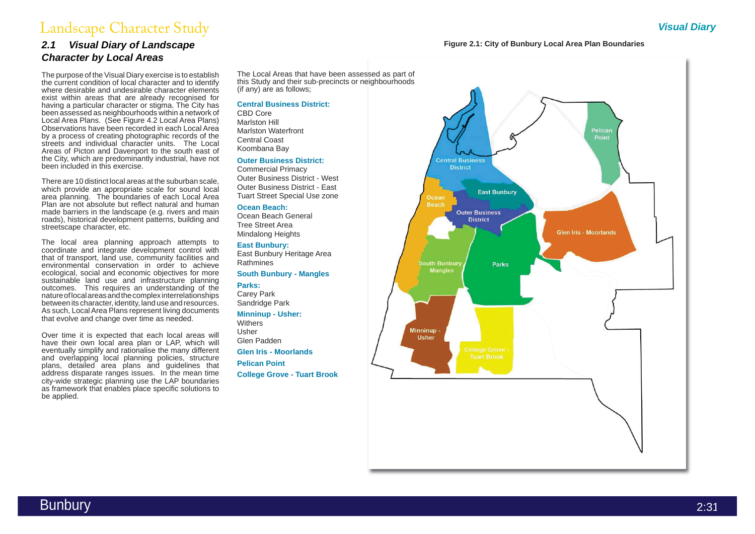## 2.1 *Visual Diary of Landscape Character by Local Areas*

The purpose of the Visual Diary exercise is to establish the current condition of local character and to identify where desirable and undesirable character elements exist within areas that are already recognised for having a particular character or stigma. The City has been assessed as neighbourhoods within a network of Local Area Plans. (See Figure 4.2 Local Area Plans) Observations have been recorded in each Local Area by a process of creating photographic records of the streets and individual character units. The Local Areas of Picton and Davenport to the south east of the City, which are predominantly industrial, have not been included in this exercise.

There are 10 distinct local areas at the suburban scale, which provide an appropriate scale for sound local area planning. The boundaries of each Local Area Plan are not absolute but reflect natural and human made barriers in the landscape (e.g. rivers and main roads), historical development patterns, building and streetscape character, etc.

The local area planning approach attempts to coordinate and integrate development control with that of transport, land use, community facilities and environmental conservation in order to achieve ecological, social and economic objectives for more sustainable land use and infrastructure planning outcomes. This requires an understanding of the nature of local areas and the complex interrelationships between its character, identity, land use and resources. As such, Local Area Plans represent living documents that evolve and change over time as needed.

Over time it is expected that each local areas will have their own local area plan or LAP, which will eventually simplify and rationalise the many different and overlapping local planning policies, structure plans, detailed area plans and guidelines that address disparate ranges issues. In the mean time city-wide strategic planning use the LAP boundaries as framework that enables place specific solutions to be applied.

The Local Areas that have been assessed as part of this Study and their sub-precincts or neighbourhoods (if any) are as follows;

**Central Business District:**
CBD Core
Marlston Hill
Marlston Waterfront
Central Coast
Koombana Bay

**Outer Business District:**
Commercial Primacy
Outer Business District - West
Outer Business District - East
Tuart Street Special Use zone

**Ocean Beach:**
Ocean Beach General
Tree Street Area
Mindalong Heights

**East Bunbury:**
East Bunbury Heritage Area
Rathmines

**South Bunbury - Mangles**

**Parks:**
Carey Park
Sandridge Park

**Minninup - Usher:**
Withers
Usher
Glen Padden

**Glen Iris - Moorlands**

**Pelican Point**

**College Grove - Tuart Brook**

**Figure 2.1: City of Bunbury Local Area Plan Boundaries**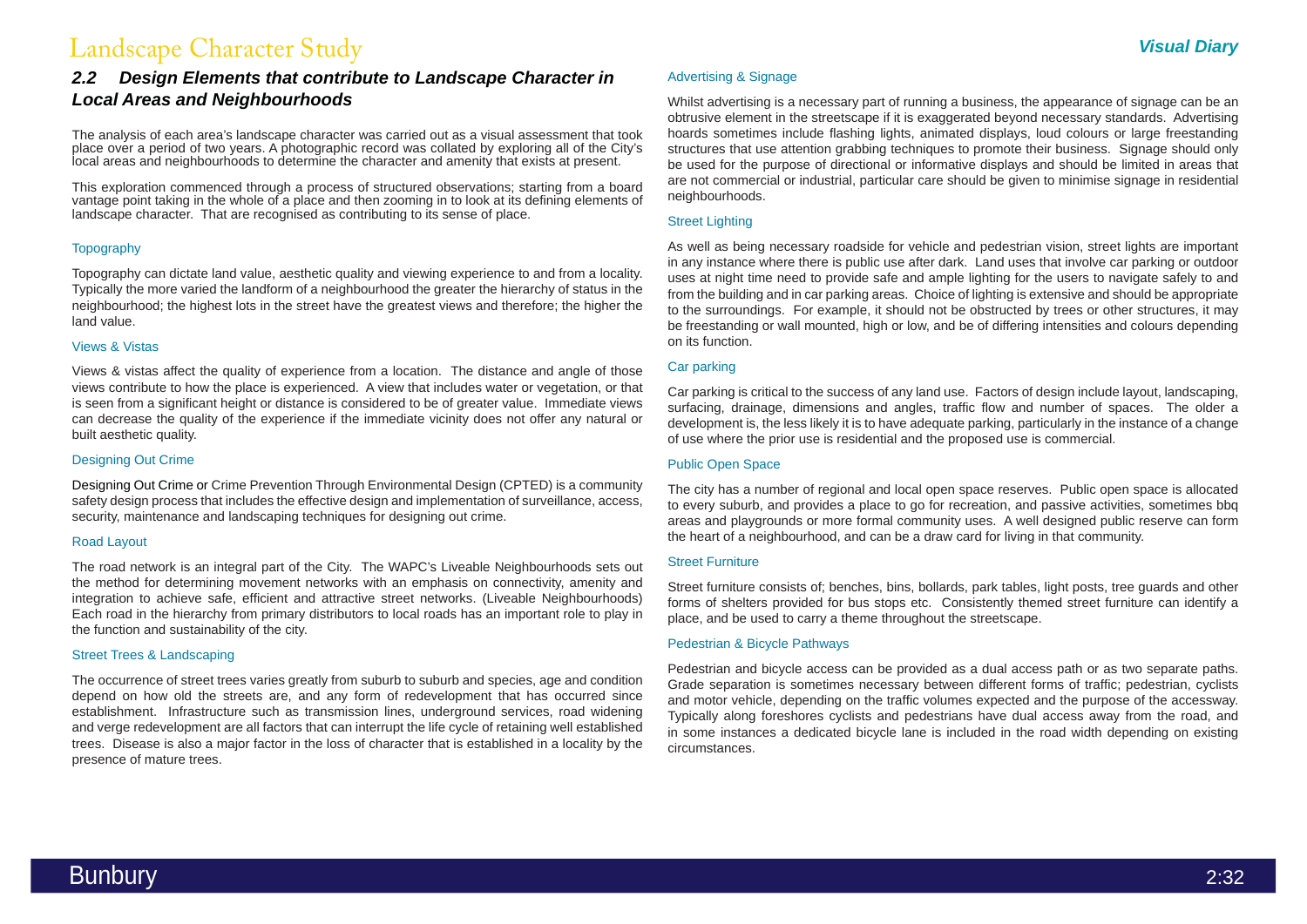## 2.2 Design Elements that contribute to Landscape Character in Local Areas and Neighbourhoods

The analysis of each area's landscape character was carried out as a visual assessment that took place over a period of two years. A photographic record was collated by exploring all of the City's local areas and neighbourhoods to determine the character and amenity that exists at present.

This exploration commenced through a process of structured observations; starting from a board vantage point taking in the whole of a place and then zooming in to look at its defining elements of landscape character. That are recognised as contributing to its sense of place.

### Topography

Topography can dictate land value, aesthetic quality and viewing experience to and from a locality. Typically the more varied the landform of a neighbourhood the greater the hierarchy of status in the neighbourhood; the highest lots in the street have the greatest views and therefore; the higher the land value.

### Views & Vistas

Views & vistas affect the quality of experience from a location. The distance and angle of those views contribute to how the place is experienced. A view that includes water or vegetation, or that is seen from a significant height or distance is considered to be of greater value. Immediate views can decrease the quality of the experience if the immediate vicinity does not offer any natural or built aesthetic quality.

### Designing Out Crime

Designing Out Crime or Crime Prevention Through Environmental Design (CPTED) is a community safety design process that includes the effective design and implementation of surveillance, access, security, maintenance and landscaping techniques for designing out crime.

### Road Layout

The road network is an integral part of the City. The WAPC's Liveable Neighbourhoods sets out the method for determining movement networks with an emphasis on connectivity, amenity and integration to achieve safe, efficient and attractive street networks. (Liveable Neighbourhoods) Each road in the hierarchy from primary distributors to local roads has an important role to play in the function and sustainability of the city.

### Street Trees & Landscaping

The occurrence of street trees varies greatly from suburb to suburb and species, age and condition depend on how old the streets are, and any form of redevelopment that has occurred since establishment. Infrastructure such as transmission lines, underground services, road widening and verge redevelopment are all factors that can interrupt the life cycle of retaining well established trees. Disease is also a major factor in the loss of character that is established in a locality by the presence of mature trees.

### Advertising & Signage

Whilst advertising is a necessary part of running a business, the appearance of signage can be an obtrusive element in the streetscape if it is exaggerated beyond necessary standards. Advertising hoards sometimes include flashing lights, animated displays, loud colours or large freestanding structures that use attention grabbing techniques to promote their business. Signage should only be used for the purpose of directional or informative displays and should be limited in areas that are not commercial or industrial, particular care should be given to minimise signage in residential neighbourhoods.

### Street Lighting

As well as being necessary roadside for vehicle and pedestrian vision, street lights are important in any instance where there is public use after dark. Land uses that involve car parking or outdoor uses at night time need to provide safe and ample lighting for the users to navigate safely to and from the building and in car parking areas. Choice of lighting is extensive and should be appropriate to the surroundings. For example, it should not be obstructed by trees or other structures, it may be freestanding or wall mounted, high or low, and be of differing intensities and colours depending on its function.

### Car parking

Car parking is critical to the success of any land use. Factors of design include layout, landscaping, surfacing, drainage, dimensions and angles, traffic flow and number of spaces. The older a development is, the less likely it is to have adequate parking, particularly in the instance of a change of use where the prior use is residential and the proposed use is commercial.

### Public Open Space

The city has a number of regional and local open space reserves. Public open space is allocated to every suburb, and provides a place to go for recreation, and passive activities, sometimes bbq areas and playgrounds or more formal community uses. A well designed public reserve can form the heart of a neighbourhood, and can be a draw card for living in that community.

### Street Furniture

Street furniture consists of; benches, bins, bollards, park tables, light posts, tree guards and other forms of shelters provided for bus stops etc. Consistently themed street furniture can identify a place, and be used to carry a theme throughout the streetscape.

### Pedestrian & Bicycle Pathways

Pedestrian and bicycle access can be provided as a dual access path or as two separate paths. Grade separation is sometimes necessary between different forms of traffic; pedestrian, cyclists and motor vehicle, depending on the traffic volumes expected and the purpose of the accessway. Typically along foreshores cyclists and pedestrians have dual access away from the road, and in some instances a dedicated bicycle lane is included in the road width depending on existing circumstances.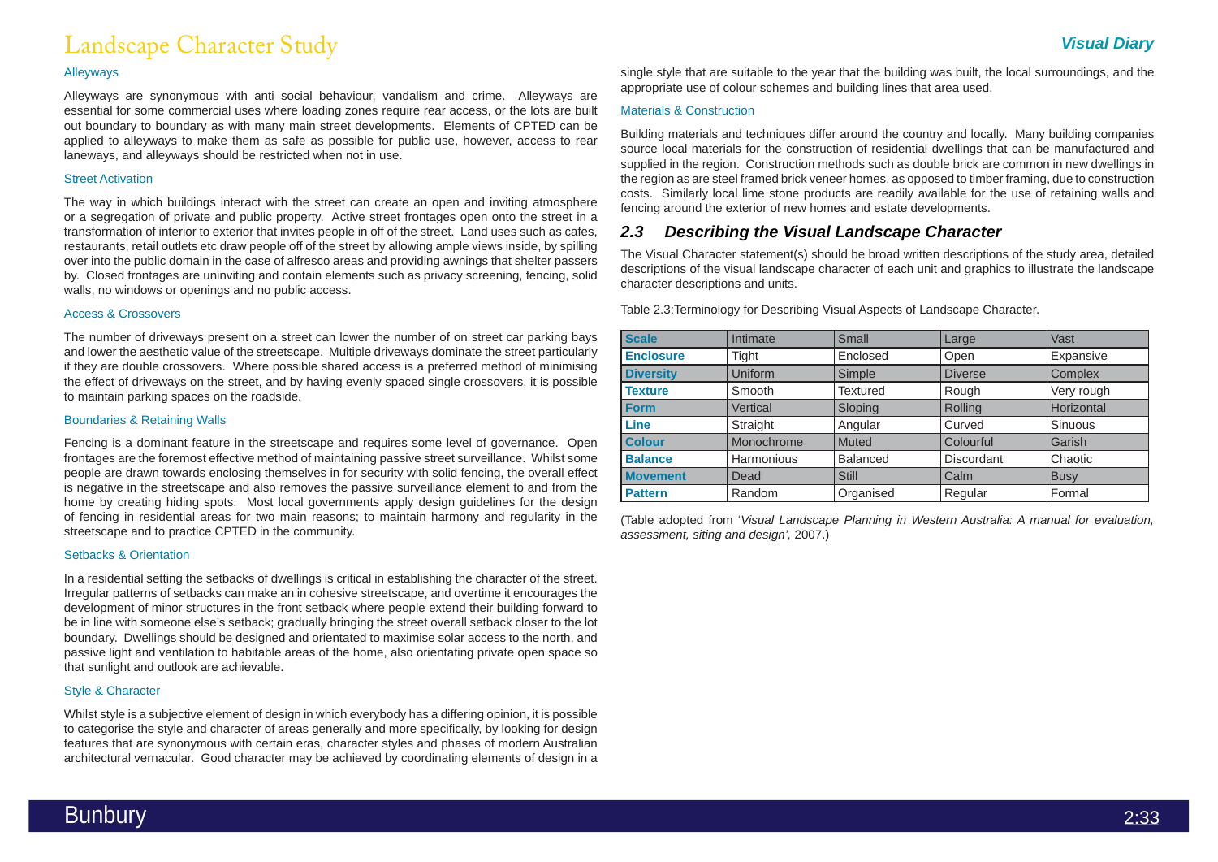Alleyways

Alleyways are synonymous with anti social behaviour, vandalism and crime. Alleyways are essential for some commercial uses where loading zones require rear access, or the lots are built out boundary to boundary as with many main street developments. Elements of CPTED can be applied to alleyways to make them as safe as possible for public use, however, access to rear laneways, and alleyways should be restricted when not in use.

Street Activation

The way in which buildings interact with the street can create an open and inviting atmosphere or a segregation of private and public property. Active street frontages open onto the street in a transformation of interior to exterior that invites people in off of the street. Land uses such as cafes, restaurants, retail outlets etc draw people off of the street by allowing ample views inside, by spilling over into the public domain in the case of alfresco areas and providing awnings that shelter passers by. Closed frontages are uninviting and contain elements such as privacy screening, fencing, solid walls, no windows or openings and no public access.

Access & Crossovers

The number of driveways present on a street can lower the number of on street car parking bays and lower the aesthetic value of the streetscape. Multiple driveways dominate the street particularly if they are double crossovers. Where possible shared access is a preferred method of minimising the effect of driveways on the street, and by having evenly spaced single crossovers, it is possible to maintain parking spaces on the roadside.

Boundaries & Retaining Walls

Fencing is a dominant feature in the streetscape and requires some level of governance. Open frontages are the foremost effective method of maintaining passive street surveillance. Whilst some people are drawn towards enclosing themselves in for security with solid fencing, the overall effect is negative in the streetscape and also removes the passive surveillance element to and from the home by creating hiding spots. Most local governments apply design guidelines for the design of fencing in residential areas for two main reasons; to maintain harmony and regularity in the streetscape and to practice CPTED in the community.

Setbacks & Orientation

In a residential setting the setbacks of dwellings is critical in establishing the character of the street. Irregular patterns of setbacks can make an in cohesive streetscape, and overtime it encourages the development of minor structures in the front setback where people extend their building forward to be in line with someone else's setback; gradually bringing the street overall setback closer to the lot boundary. Dwellings should be designed and orientated to maximise solar access to the north, and passive light and ventilation to habitable areas of the home, also orientating private open space so that sunlight and outlook are achievable.

Style & Character

Whilst style is a subjective element of design in which everybody has a differing opinion, it is possible to categorise the style and character of areas generally and more specifically, by looking for design features that are synonymous with certain eras, character styles and phases of modern Australian architectural vernacular. Good character may be achieved by coordinating elements of design in a single style that are suitable to the year that the building was built, the local surroundings, and the appropriate use of colour schemes and building lines that area used.

Materials & Construction

Building materials and techniques differ around the country and locally. Many building companies source local materials for the construction of residential dwellings that can be manufactured and supplied in the region. Construction methods such as double brick are common in new dwellings in the region as are steel framed brick veneer homes, as opposed to timber framing, due to construction costs. Similarly local lime stone products are readily available for the use of retaining walls and fencing around the exterior of new homes and estate developments.

## 2.3 Describing the Visual Landscape Character

The Visual Character statement(s) should be broad written descriptions of the study area, detailed descriptions of the visual landscape character of each unit and graphics to illustrate the landscape character descriptions and units.

Table 2.3:Terminology for Describing Visual Aspects of Landscape Character.

| **Scale** | Intimate | Small | Large | Vast |
|---|---|---|---|---|
| **Enclosure** | Tight | Enclosed | Open | Expansive |
| **Diversity** | Uniform | Simple | Diverse | Complex |
| **Texture** | Smooth | Textured | Rough | Very rough |
| **Form** | Vertical | Sloping | Rolling | Horizontal |
| **Line** | Straight | Angular | Curved | Sinuous |
| **Colour** | Monochrome | Muted | Colourful | Garish |
| **Balance** | Harmonious | Balanced | Discordant | Chaotic |
| **Movement** | Dead | Still | Calm | Busy |
| **Pattern** | Random | Organised | Regular | Formal |

(Table adopted from '*Visual Landscape Planning in Western Australia: A manual for evaluation, assessment, siting and design',* 2007.)